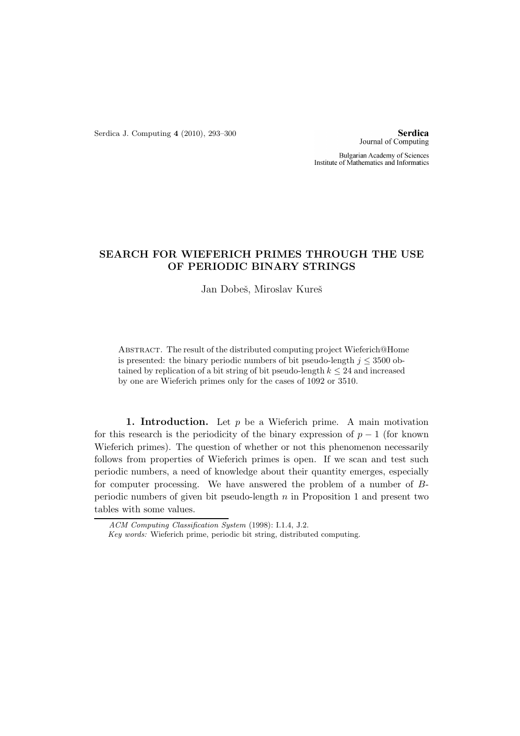# SEARCH FOR WIEFERICH PRIMES THROUGH THE USE OF PERIODIC BINARY STRINGS

Jan Dobeš, Miroslav Kureš

Abstract. The result of the distributed computing project Wieferich@Home is presented: the binary periodic numbers of bit pseudo-length $j \leq 3500$ obtained by replication of a bit string of bit pseudo-length $k \leq 24$ and increased by one are Wieferich primes only for the cases of 1092 or 3510.

**1. Introduction.** Let $p$ be a Wieferich prime. A main motivation for this research is the periodicity of the binary expression of $p - 1$ (for known Wieferich primes). The question of whether or not this phenomenon necessarily follows from properties of Wieferich primes is open. If we scan and test such periodic numbers, a need of knowledge about their quantity emerges, especially for computer processing. We have answered the problem of a number of $B$-periodic numbers of given bit pseudo-length $n$ in Proposition 1 and present two tables with some values.

---

*ACM Computing Classification System* (1998): I.1.4, J.2.

*Key words:* Wieferich prime, periodic bit string, distributed computing.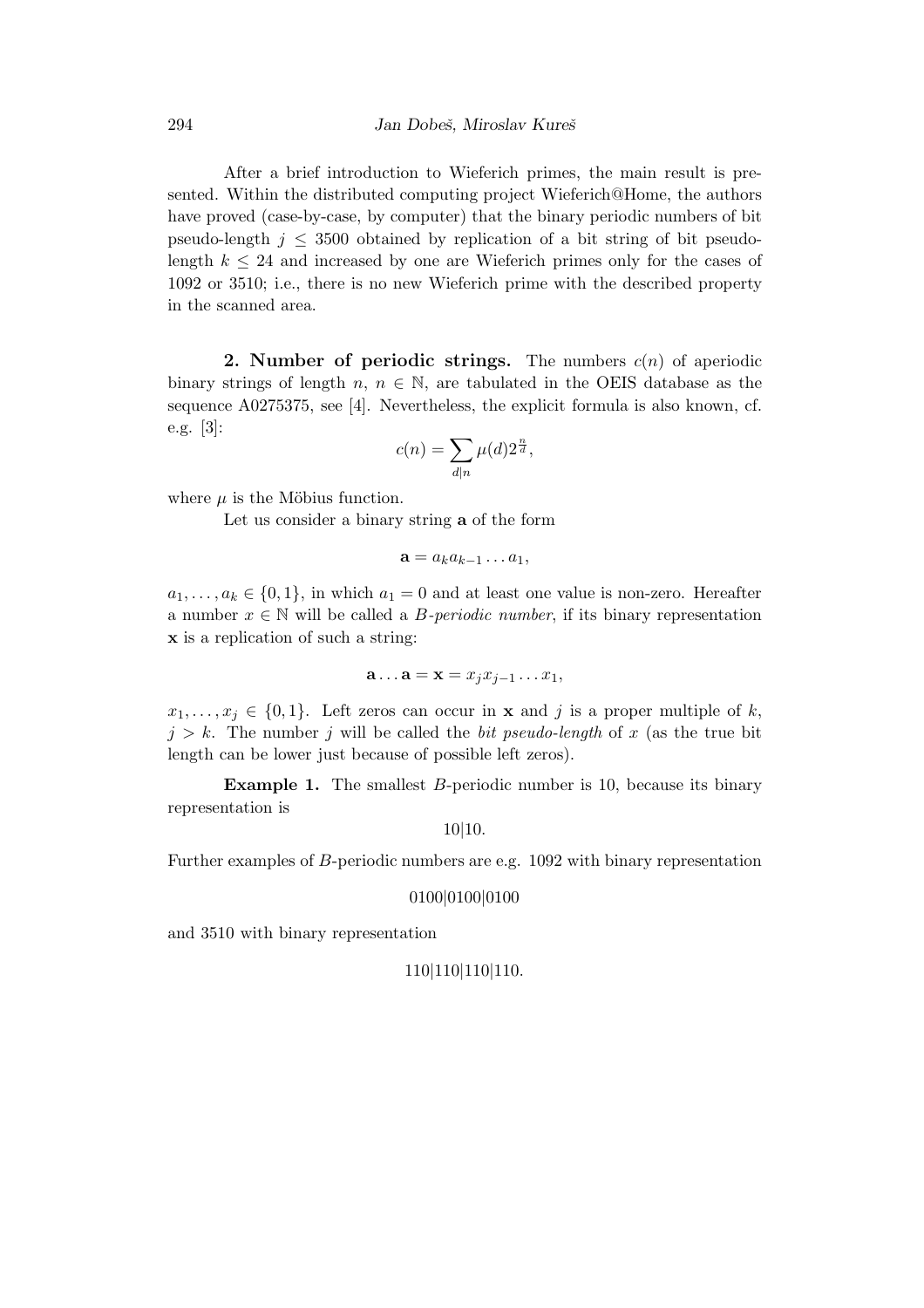After a brief introduction to Wieferich primes, the main result is presented. Within the distributed computing project Wieferich@Home, the authors have proved (case-by-case, by computer) that the binary periodic numbers of bit pseudo-length $j \leq 3500$ obtained by replication of a bit string of bit pseudo-length $k \leq 24$ and increased by one are Wieferich primes only for the cases of 1092 or 3510; i.e., there is no new Wieferich prime with the described property in the scanned area.

**2. Number of periodic strings.** The numbers $c(n)$ of aperiodic binary strings of length $n$, $n \in \mathbb{N}$, are tabulated in the OEIS database as the sequence A0275375, see [4]. Nevertheless, the explicit formula is also known, cf. e.g. [3]:

$$c(n) = \sum_{d|n} \mu(d) 2^{\frac{n}{d}},$$

where $\mu$ is the Möbius function.

Let us consider a binary string $\mathbf{a}$ of the form

$$\mathbf{a} = a_k a_{k-1} \dots a_1,$$

$a_1, \dots, a_k \in \{0, 1\}$, in which $a_1 = 0$ and at least one value is non-zero. Hereafter a number $x \in \mathbb{N}$ will be called a *B-periodic number*, if its binary representation $\mathbf{x}$ is a replication of such a string:

$$\mathbf{a} \dots \mathbf{a} = \mathbf{x} = x_j x_{j-1} \dots x_1,$$

$x_1, \dots, x_j \in \{0, 1\}$. Left zeros can occur in $\mathbf{x}$ and $j$ is a proper multiple of $k$, $j > k$. The number $j$ will be called the *bit pseudo-length* of $x$ (as the true bit length can be lower just because of possible left zeros).

**Example 1.** The smallest $B$-periodic number is 10, because its binary representation is

10|10.

Further examples of $B$-periodic numbers are e.g. 1092 with binary representation

0100|0100|0100

and 3510 with binary representation

110|110|110|110.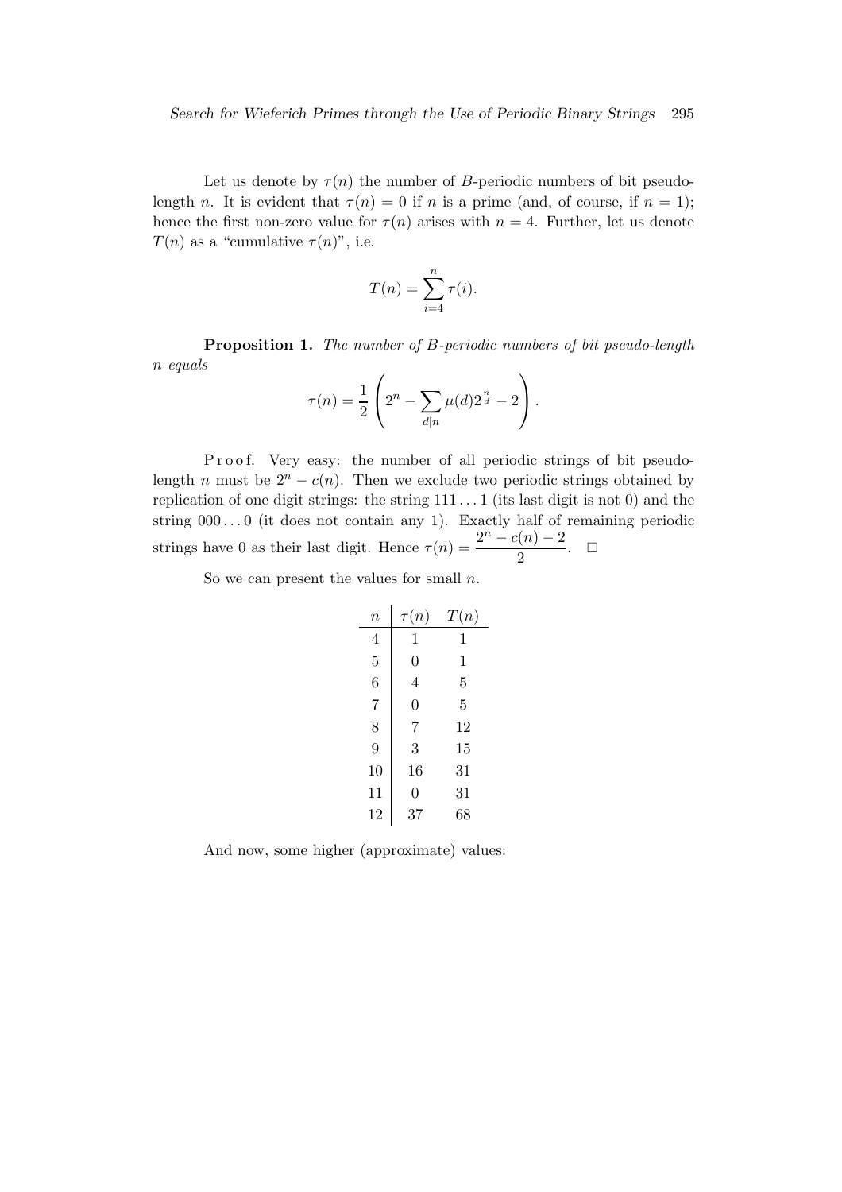Let us denote by $\tau(n)$ the number of $B$-periodic numbers of bit pseudo-length $n$. It is evident that $\tau(n) = 0$ if $n$ is a prime (and, of course, if $n = 1$); hence the first non-zero value for $\tau(n)$ arises with $n = 4$. Further, let us denote $T(n)$ as a "cumulative $\tau(n)$", i.e.

$$T(n) = \sum_{i=4}^{n} \tau(i).$$

**Proposition 1.** *The number of $B$-periodic numbers of bit pseudo-length $n$ equals*

$$\tau(n) = \frac{1}{2}\left(2^n - \sum_{d|n} \mu(d) 2^{\frac{n}{d}} - 2\right).$$

Proof. Very easy: the number of all periodic strings of bit pseudo-length $n$ must be $2^n - c(n)$. Then we exclude two periodic strings obtained by replication of one digit strings: the string $111\ldots1$ (its last digit is not 0) and the string $000\ldots0$ (it does not contain any 1). Exactly half of remaining periodic strings have 0 as their last digit. Hence $\tau(n) = \dfrac{2^n - c(n) - 2}{2}$. □

So we can present the values for small $n$.

| $n$ | $\tau(n)$ | $T(n)$ |
|---|---|---|
| 4 | 1 | 1 |
| 5 | 0 | 1 |
| 6 | 4 | 5 |
| 7 | 0 | 5 |
| 8 | 7 | 12 |
| 9 | 3 | 15 |
| 10 | 16 | 31 |
| 11 | 0 | 31 |
| 12 | 37 | 68 |

And now, some higher (approximate) values: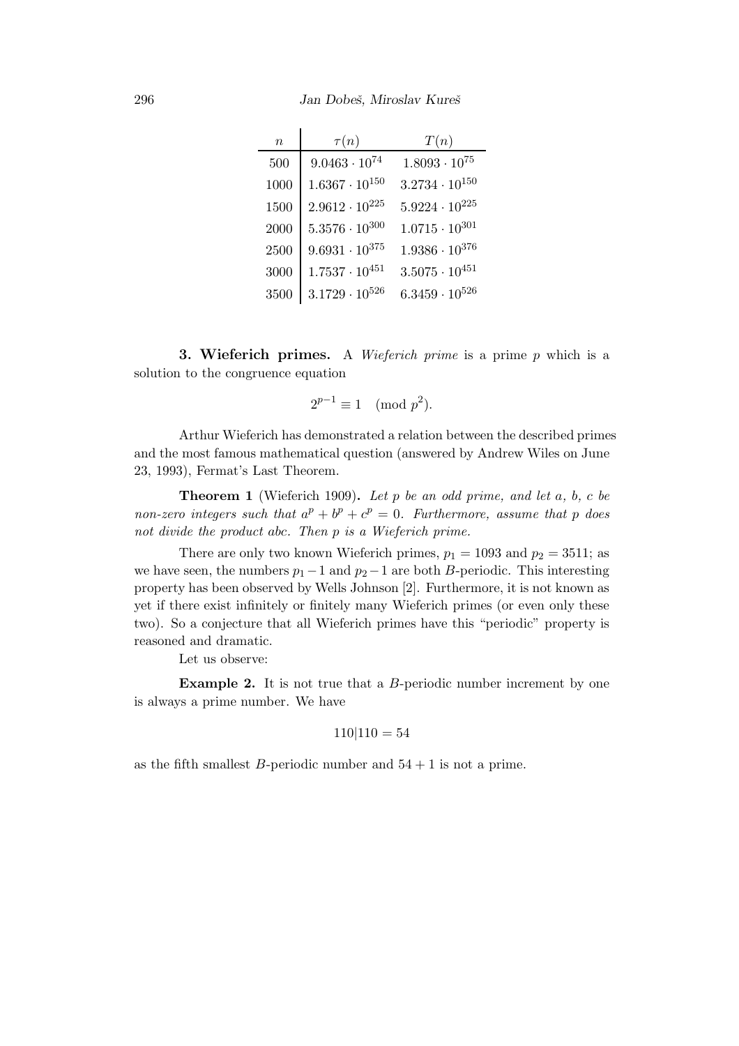| $n$ | $\tau(n)$ | $T(n)$ |
|---|---|---|
| 500 | $9.0463 \cdot 10^{74}$ | $1.8093 \cdot 10^{75}$ |
| 1000 | $1.6367 \cdot 10^{150}$ | $3.2734 \cdot 10^{150}$ |
| 1500 | $2.9612 \cdot 10^{225}$ | $5.9224 \cdot 10^{225}$ |
| 2000 | $5.3576 \cdot 10^{300}$ | $1.0715 \cdot 10^{301}$ |
| 2500 | $9.6931 \cdot 10^{375}$ | $1.9386 \cdot 10^{376}$ |
| 3000 | $1.7537 \cdot 10^{451}$ | $3.5075 \cdot 10^{451}$ |
| 3500 | $3.1729 \cdot 10^{526}$ | $6.3459 \cdot 10^{526}$ |

**3. Wieferich primes.** A *Wieferich prime* is a prime $p$ which is a solution to the congruence equation

$$2^{p-1} \equiv 1 \pmod{p^2}.$$

Arthur Wieferich has demonstrated a relation between the described primes and the most famous mathematical question (answered by Andrew Wiles on June 23, 1993), Fermat's Last Theorem.

**Theorem 1** (Wieferich 1909)**.** *Let $p$ be an odd prime, and let $a$, $b$, $c$ be non-zero integers such that $a^p + b^p + c^p = 0$. Furthermore, assume that $p$ does not divide the product $abc$. Then $p$ is a Wieferich prime.*

There are only two known Wieferich primes, $p_1 = 1093$ and $p_2 = 3511$; as we have seen, the numbers $p_1 - 1$ and $p_2 - 1$ are both $B$-periodic. This interesting property has been observed by Wells Johnson [2]. Furthermore, it is not known as yet if there exist infinitely or finitely many Wieferich primes (or even only these two). So a conjecture that all Wieferich primes have this "periodic" property is reasoned and dramatic.

Let us observe:

**Example 2.** It is not true that a $B$-periodic number increment by one is always a prime number. We have

$$110|110 = 54$$

as the fifth smallest $B$-periodic number and $54 + 1$ is not a prime.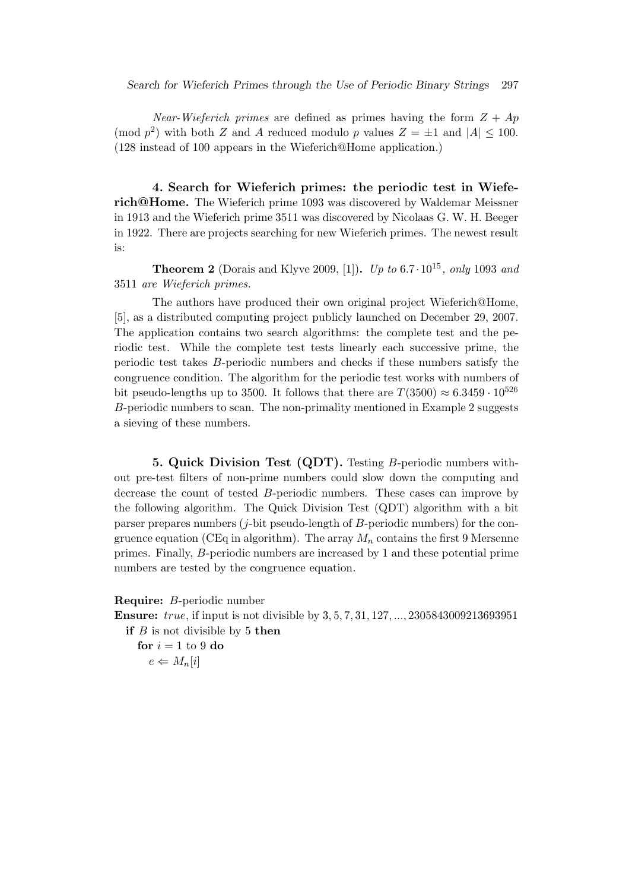*Near-Wieferich primes* are defined as primes having the form $Z + Ap \pmod{p^2}$ with both $Z$ and $A$ reduced modulo $p$ values $Z = \pm 1$ and $|A| \leq 100$. (128 instead of 100 appears in the Wieferich@Home application.)

## 4. Search for Wieferich primes: the periodic test in Wieferich@Home.

The Wieferich prime 1093 was discovered by Waldemar Meissner in 1913 and the Wieferich prime 3511 was discovered by Nicolaas G. W. H. Beeger in 1922. There are projects searching for new Wieferich primes. The newest result is:

**Theorem 2** (Dorais and Klyve 2009, [1])**.** *Up to* $6.7 \cdot 10^{15}$*, only* 1093 *and* 3511 *are Wieferich primes.*

The authors have produced their own original project Wieferich@Home, [5], as a distributed computing project publicly launched on December 29, 2007. The application contains two search algorithms: the complete test and the periodic test. While the complete test tests linearly each successive prime, the periodic test takes $B$-periodic numbers and checks if these numbers satisfy the congruence condition. The algorithm for the periodic test works with numbers of bit pseudo-lengths up to 3500. It follows that there are $T(3500) \approx 6.3459 \cdot 10^{526}$ $B$-periodic numbers to scan. The non-primality mentioned in Example 2 suggests a sieving of these numbers.

## 5. Quick Division Test (QDT).

Testing $B$-periodic numbers without pre-test filters of non-prime numbers could slow down the computing and decrease the count of tested $B$-periodic numbers. These cases can improve by the following algorithm. The Quick Division Test (QDT) algorithm with a bit parser prepares numbers ($j$-bit pseudo-length of $B$-periodic numbers) for the congruence equation (CEq in algorithm). The array $M_n$ contains the first 9 Mersenne primes. Finally, $B$-periodic numbers are increased by 1 and these potential prime numbers are tested by the congruence equation.

**Require:** $B$-periodic number
**Ensure:** *true*, if input is not divisible by $3, 5, 7, 31, 127, ..., 2305843009213693951$
  **if** $B$ is not divisible by 5 **then**
    **for** $i = 1$ to 9 **do**
      $e \Leftarrow M_n[i]$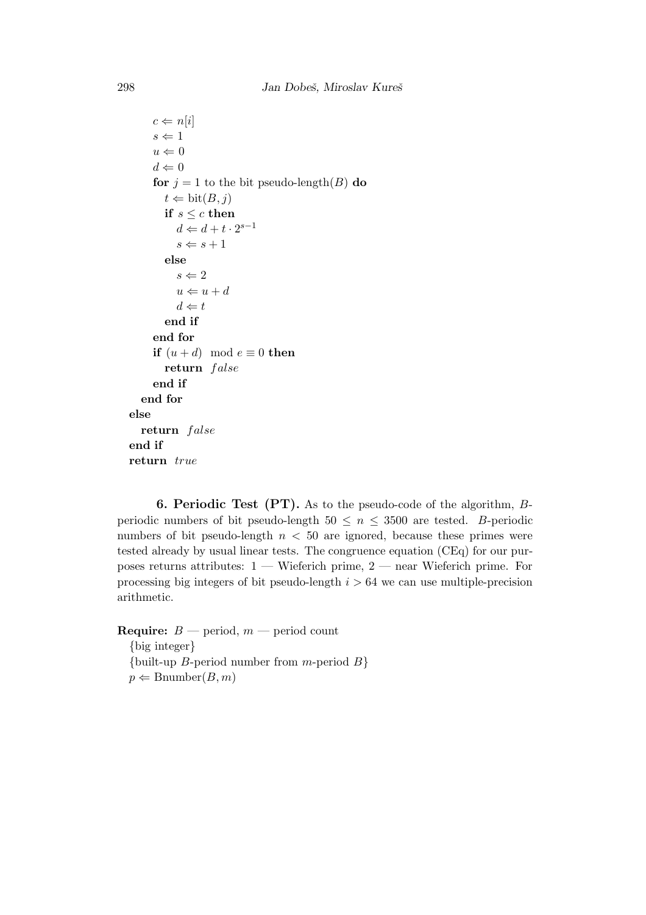```
      c ⇐ n[i]
      s ⇐ 1
      u ⇐ 0
      d ⇐ 0
      for j = 1 to the bit pseudo-length(B) do
        t ⇐ bit(B, j)
        if s ≤ c then
          d ⇐ d + t · 2^(s−1)
          s ⇐ s + 1
        else
          s ⇐ 2
          u ⇐ u + d
          d ⇐ t
        end if
      end for
      if (u + d)  mod e ≡ 0 then
        return  false
      end if
    end for
  else
    return  false
  end if
  return  true
```

**6. Periodic Test (PT).** As to the pseudo-code of the algorithm, $B$-periodic numbers of bit pseudo-length $50 \leq n \leq 3500$ are tested. $B$-periodic numbers of bit pseudo-length $n < 50$ are ignored, because these primes were tested already by usual linear tests. The congruence equation (CEq) for our purposes returns attributes: 1 — Wieferich prime, 2 — near Wieferich prime. For processing big integers of bit pseudo-length $i > 64$ we can use multiple-precision arithmetic.

```
Require: B — period, m — period count
  {big integer}
  {built-up B-period number from m-period B}
  p ⇐ Bnumber(B, m)
```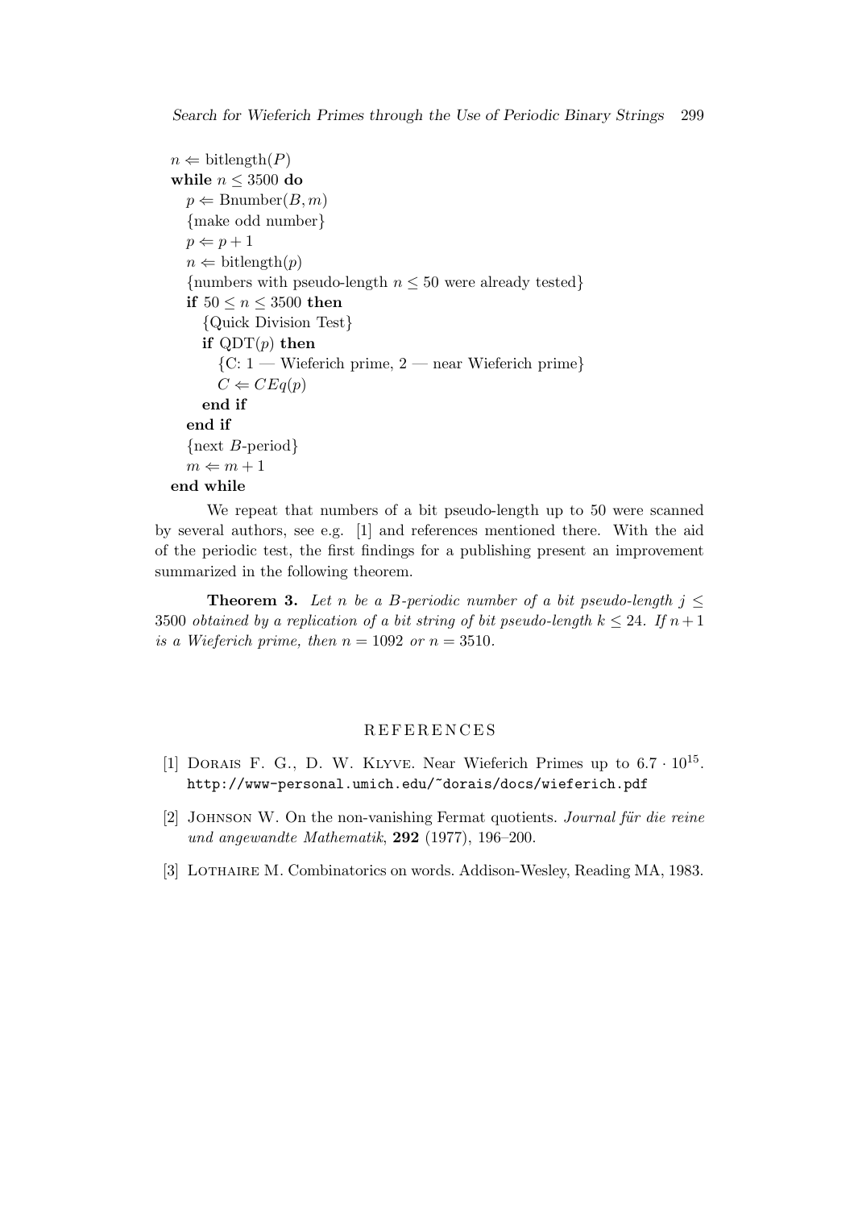```
n ⇐ bitlength(P)
while n ≤ 3500 do
   p ⇐ Bnumber(B, m)
   {make odd number}
   p ⇐ p + 1
   n ⇐ bitlength(p)
   {numbers with pseudo-length n ≤ 50 were already tested}
   if 50 ≤ n ≤ 3500 then
      {Quick Division Test}
      if QDT(p) then
         {C: 1 — Wieferich prime, 2 — near Wieferich prime}
         C ⇐ CEq(p)
      end if
   end if
   {next B-period}
   m ⇐ m + 1
end while
```

We repeat that numbers of a bit pseudo-length up to 50 were scanned by several authors, see e.g. [1] and references mentioned there. With the aid of the periodic test, the first findings for a publishing present an improvement summarized in the following theorem.

**Theorem 3.** *Let $n$ be a $B$-periodic number of a bit pseudo-length $j \leq 3500$ obtained by a replication of a bit string of bit pseudo-length $k \leq 24$. If $n+1$ is a Wieferich prime, then $n = 1092$ or $n = 3510$.*

## REFERENCES

[1] Dorais F. G., D. W. Klyve. Near Wieferich Primes up to $6.7 \cdot 10^{15}$. `http://www-personal.umich.edu/~dorais/docs/wieferich.pdf`

[2] Johnson W. On the non-vanishing Fermat quotients. *Journal für die reine und angewandte Mathematik*, **292** (1977), 196–200.

[3] Lothaire M. Combinatorics on words. Addison-Wesley, Reading MA, 1983.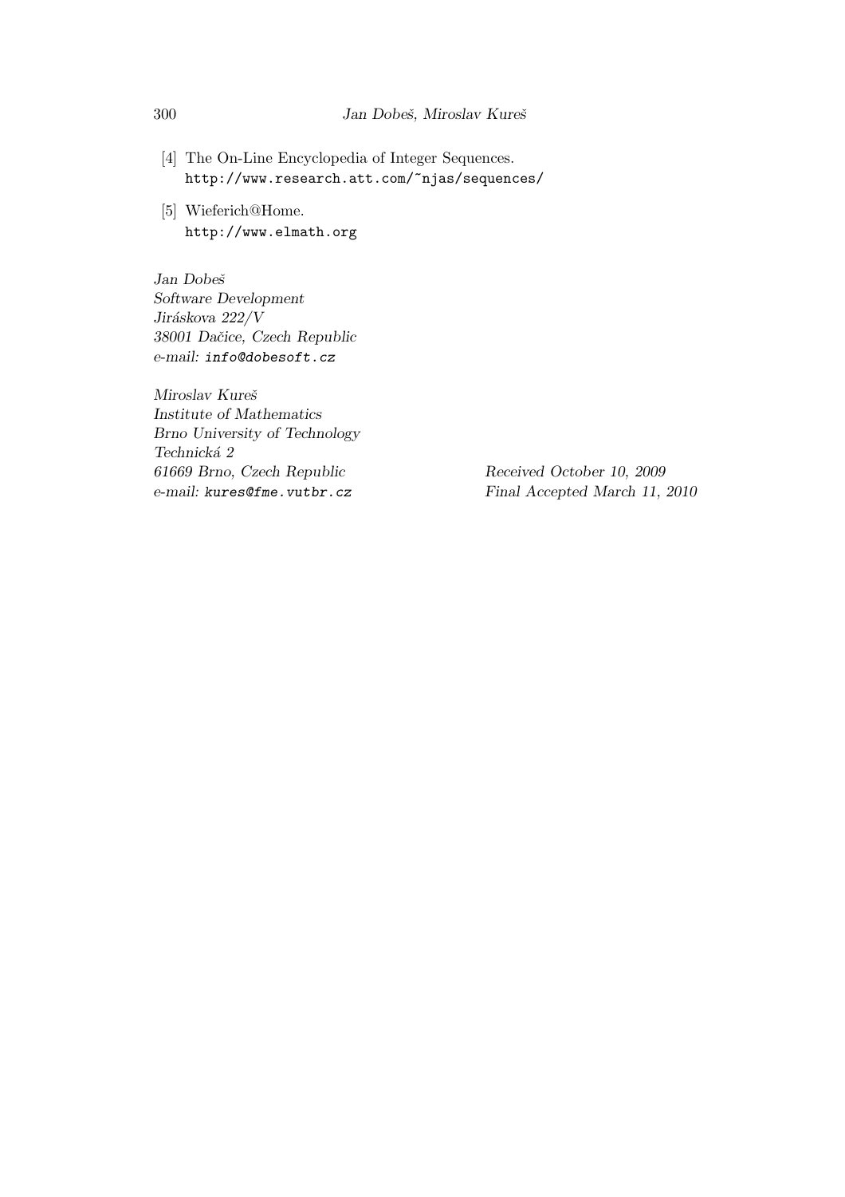[4] The On-Line Encyclopedia of Integer Sequences.
http://www.research.att.com/~njas/sequences/

[5] Wieferich@Home.
http://www.elmath.org

*Jan Dobeš*
*Software Development*
*Jiráskova 222/V*
*38001 Dačice, Czech Republic*
*e-mail:* info@dobesoft.cz

*Miroslav Kureš*
*Institute of Mathematics*
*Brno University of Technology*
*Technická 2*
*61669 Brno, Czech Republic*
*e-mail:* kures@fme.vutbr.cz

*Received October 10, 2009*
*Final Accepted March 11, 2010*